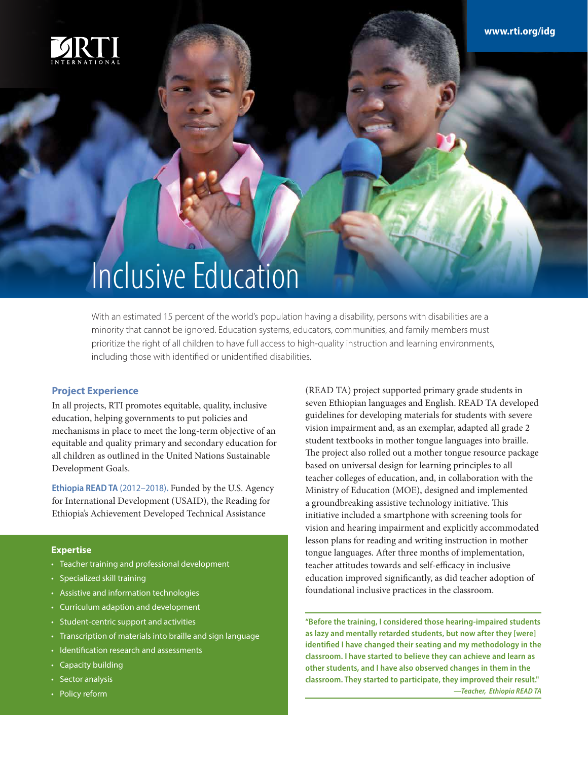RTI INTERNATIONAL

www.rti.org/idg

# Inclusive Education

With an estimated 15 percent of the world's population having a disability, persons with disabilities are a minority that cannot be ignored. Education systems, educators, communities, and family members must prioritize the right of all children to have full access to high-quality instruction and learning environments, including those with identified or unidentified disabilities.

## Project Experience

In all projects, RTI promotes equitable, quality, inclusive education, helping governments to put policies and mechanisms in place to meet the long-term objective of an equitable and quality primary and secondary education for all children as outlined in the United Nations Sustainable Development Goals.

**Ethiopia READ TA** (2012–2018). Funded by the U.S. Agency for International Development (USAID), the Reading for Ethiopia's Achievement Developed Technical Assistance (READ TA) project supported primary grade students in seven Ethiopian languages and English. READ TA developed guidelines for developing materials for students with severe vision impairment and, as an exemplar, adapted all grade 2 student textbooks in mother tongue languages into braille. The project also rolled out a mother tongue resource package based on universal design for learning principles to all teacher colleges of education, and, in collaboration with the Ministry of Education (MOE), designed and implemented a groundbreaking assistive technology initiative. This initiative included a smartphone with screening tools for vision and hearing impairment and explicitly accommodated lesson plans for reading and writing instruction in mother tongue languages. After three months of implementation, teacher attitudes towards and self-efficacy in inclusive education improved significantly, as did teacher adoption of foundational inclusive practices in the classroom.

**"Before the training, I considered those hearing-impaired students as lazy and mentally retarded students, but now after they [were] identified I have changed their seating and my methodology in the classroom. I have started to believe they can achieve and learn as other students, and I have also observed changes in them in the classroom. They started to participate, they improved their result."**

***—Teacher, Ethiopia READ TA***

### Expertise

- Teacher training and professional development
- Specialized skill training
- Assistive and information technologies
- Curriculum adaption and development
- Student-centric support and activities
- Transcription of materials into braille and sign language
- Identification research and assessments
- Capacity building
- Sector analysis
- Policy reform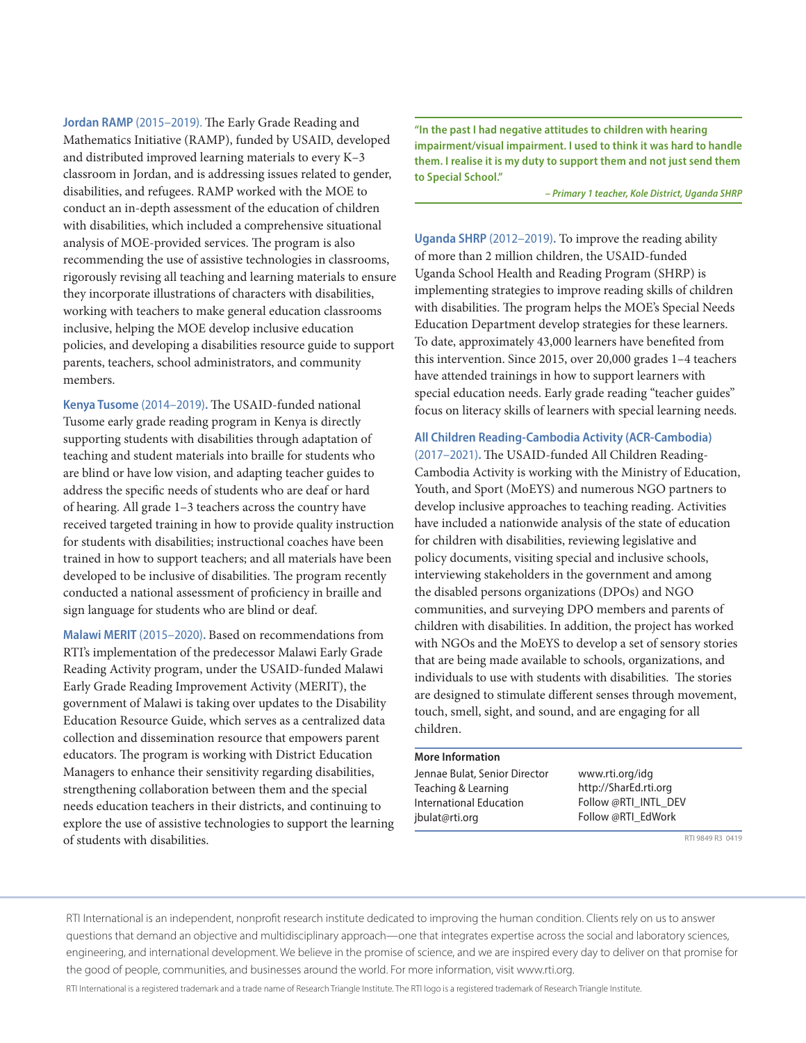**Jordan RAMP** (2015–2019). The Early Grade Reading and Mathematics Initiative (RAMP), funded by USAID, developed and distributed improved learning materials to every K–3 classroom in Jordan, and is addressing issues related to gender, disabilities, and refugees. RAMP worked with the MOE to conduct an in-depth assessment of the education of children with disabilities, which included a comprehensive situational analysis of MOE-provided services. The program is also recommending the use of assistive technologies in classrooms, rigorously revising all teaching and learning materials to ensure they incorporate illustrations of characters with disabilities, working with teachers to make general education classrooms inclusive, helping the MOE develop inclusive education policies, and developing a disabilities resource guide to support parents, teachers, school administrators, and community members.

**Kenya Tusome** (2014–2019). The USAID-funded national Tusome early grade reading program in Kenya is directly supporting students with disabilities through adaptation of teaching and student materials into braille for students who are blind or have low vision, and adapting teacher guides to address the specific needs of students who are deaf or hard of hearing. All grade 1–3 teachers across the country have received targeted training in how to provide quality instruction for students with disabilities; instructional coaches have been trained in how to support teachers; and all materials have been developed to be inclusive of disabilities. The program recently conducted a national assessment of proficiency in braille and sign language for students who are blind or deaf.

**Malawi MERIT** (2015–2020). Based on recommendations from RTI's implementation of the predecessor Malawi Early Grade Reading Activity program, under the USAID-funded Malawi Early Grade Reading Improvement Activity (MERIT), the government of Malawi is taking over updates to the Disability Education Resource Guide, which serves as a centralized data collection and dissemination resource that empowers parent educators. The program is working with District Education Managers to enhance their sensitivity regarding disabilities, strengthening collaboration between them and the special needs education teachers in their districts, and continuing to explore the use of assistive technologies to support the learning of students with disabilities.

> **"In the past I had negative attitudes to children with hearing impairment/visual impairment. I used to think it was hard to handle them. I realise it is my duty to support them and not just send them to Special School."**
>
> *– Primary 1 teacher, Kole District, Uganda SHRP*

**Uganda SHRP** (2012–2019). To improve the reading ability of more than 2 million children, the USAID-funded Uganda School Health and Reading Program (SHRP) is implementing strategies to improve reading skills of children with disabilities. The program helps the MOE's Special Needs Education Department develop strategies for these learners. To date, approximately 43,000 learners have benefited from this intervention. Since 2015, over 20,000 grades 1–4 teachers have attended trainings in how to support learners with special education needs. Early grade reading "teacher guides" focus on literacy skills of learners with special learning needs.

**All Children Reading-Cambodia Activity (ACR-Cambodia)** (2017–2021). The USAID-funded All Children Reading-Cambodia Activity is working with the Ministry of Education, Youth, and Sport (MoEYS) and numerous NGO partners to develop inclusive approaches to teaching reading. Activities have included a nationwide analysis of the state of education for children with disabilities, reviewing legislative and policy documents, visiting special and inclusive schools, interviewing stakeholders in the government and among the disabled persons organizations (DPOs) and NGO communities, and surveying DPO members and parents of children with disabilities. In addition, the project has worked with NGOs and the MoEYS to develop a set of sensory stories that are being made available to schools, organizations, and individuals to use with students with disabilities. The stories are designed to stimulate different senses through movement, touch, smell, sight, and sound, and are engaging for all children.

**More Information**

Jennae Bulat, Senior Director
Teaching & Learning
International Education
jbulat@rti.org

www.rti.org/idg
http://SharEd.rti.org
Follow @RTI_INTL_DEV
Follow @RTI_EdWork

RTI 9849 R3 0419

RTI International is an independent, nonprofit research institute dedicated to improving the human condition. Clients rely on us to answer questions that demand an objective and multidisciplinary approach—one that integrates expertise across the social and laboratory sciences, engineering, and international development. We believe in the promise of science, and we are inspired every day to deliver on that promise for the good of people, communities, and businesses around the world. For more information, visit www.rti.org.

RTI International is a registered trademark and a trade name of Research Triangle Institute. The RTI logo is a registered trademark of Research Triangle Institute.